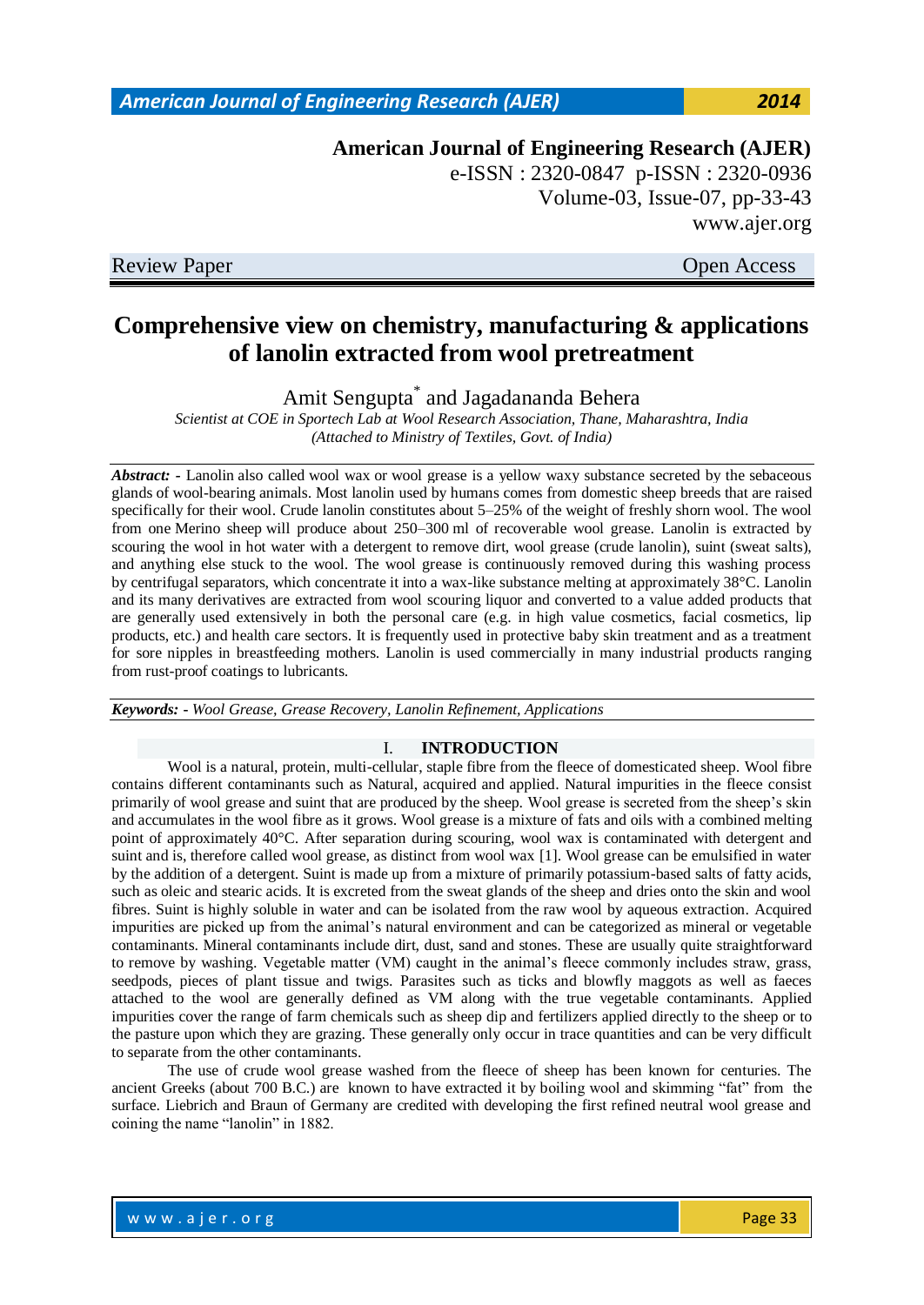American Journal of Engineering Research (AJER)
e-ISSN : 2320-0847 p-ISSN : 2320-0936
Volume-03, Issue-07, pp-33-43
www.ajer.org

Review Paper Open Access

# Comprehensive view on chemistry, manufacturing & applications of lanolin extracted from wool pretreatment

Amit Sengupta* and Jagadananda Behera

*Scientist at COE in Sportech Lab at Wool Research Association, Thane, Maharashtra, India*
*(Attached to Ministry of Textiles, Govt. of India)*

***Abstract:*** - Lanolin also called wool wax or wool grease is a yellow waxy substance secreted by the sebaceous glands of wool-bearing animals. Most lanolin used by humans comes from domestic sheep breeds that are raised specifically for their wool. Crude lanolin constitutes about 5–25% of the weight of freshly shorn wool. The wool from one Merino sheep will produce about 250–300 ml of recoverable wool grease. Lanolin is extracted by scouring the wool in hot water with a detergent to remove dirt, wool grease (crude lanolin), suint (sweat salts), and anything else stuck to the wool. The wool grease is continuously removed during this washing process by centrifugal separators, which concentrate it into a wax-like substance melting at approximately 38°C. Lanolin and its many derivatives are extracted from wool scouring liquor and converted to a value added products that are generally used extensively in both the personal care (e.g. in high value cosmetics, facial cosmetics, lip products, etc.) and health care sectors. It is frequently used in protective baby skin treatment and as a treatment for sore nipples in breastfeeding mothers. Lanolin is used commercially in many industrial products ranging from rust-proof coatings to lubricants.

***Keywords:*** *- Wool Grease, Grease Recovery, Lanolin Refinement, Applications*

## I. INTRODUCTION

Wool is a natural, protein, multi-cellular, staple fibre from the fleece of domesticated sheep. Wool fibre contains different contaminants such as Natural, acquired and applied. Natural impurities in the fleece consist primarily of wool grease and suint that are produced by the sheep. Wool grease is secreted from the sheep's skin and accumulates in the wool fibre as it grows. Wool grease is a mixture of fats and oils with a combined melting point of approximately 40°C. After separation during scouring, wool wax is contaminated with detergent and suint and is, therefore called wool grease, as distinct from wool wax [1]. Wool grease can be emulsified in water by the addition of a detergent. Suint is made up from a mixture of primarily potassium-based salts of fatty acids, such as oleic and stearic acids. It is excreted from the sweat glands of the sheep and dries onto the skin and wool fibres. Suint is highly soluble in water and can be isolated from the raw wool by aqueous extraction. Acquired impurities are picked up from the animal's natural environment and can be categorized as mineral or vegetable contaminants. Mineral contaminants include dirt, dust, sand and stones. These are usually quite straightforward to remove by washing. Vegetable matter (VM) caught in the animal's fleece commonly includes straw, grass, seedpods, pieces of plant tissue and twigs. Parasites such as ticks and blowfly maggots as well as faeces attached to the wool are generally defined as VM along with the true vegetable contaminants. Applied impurities cover the range of farm chemicals such as sheep dip and fertilizers applied directly to the sheep or to the pasture upon which they are grazing. These generally only occur in trace quantities and can be very difficult to separate from the other contaminants.

The use of crude wool grease washed from the fleece of sheep has been known for centuries. The ancient Greeks (about 700 B.C.) are known to have extracted it by boiling wool and skimming "fat" from the surface. Liebrich and Braun of Germany are credited with developing the first refined neutral wool grease and coining the name "lanolin" in 1882.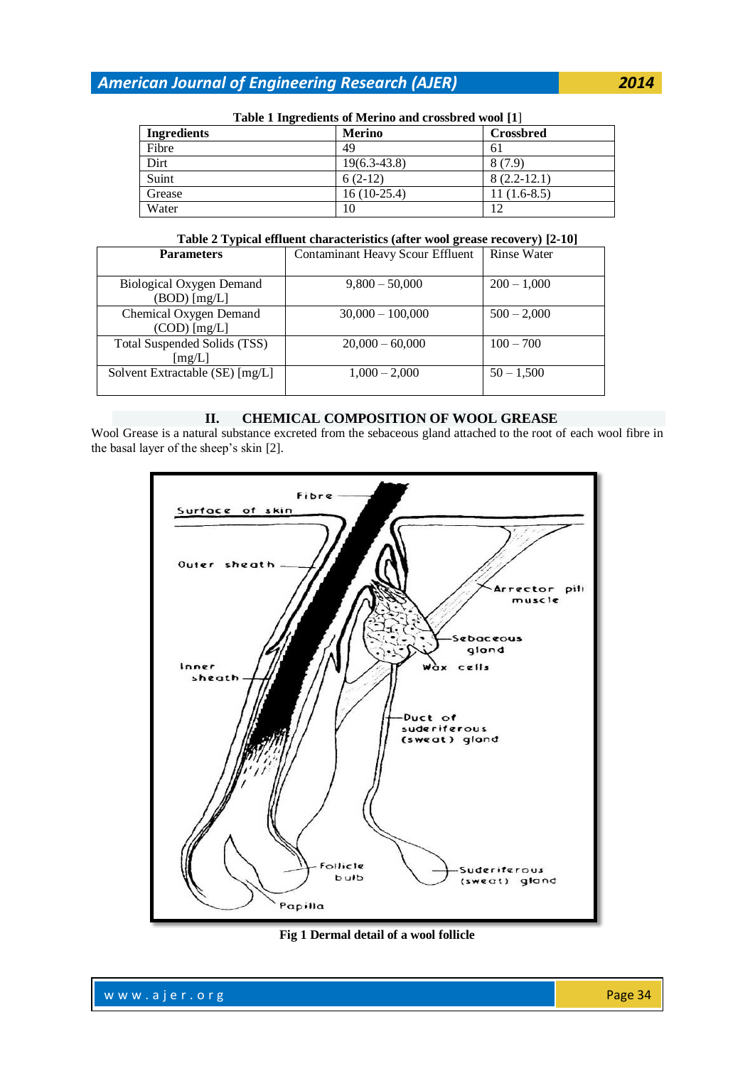Table 1 Ingredients of Merino and crossbred wool [1]

| Ingredients | Merino | Crossbred |
|---|---|---|
| Fibre | 49 | 61 |
| Dirt | 19(6.3-43.8) | 8 (7.9) |
| Suint | 6 (2-12) | 8 (2.2-12.1) |
| Grease | 16 (10-25.4) | 11 (1.6-8.5) |
| Water | 10 | 12 |

Table 2 Typical effluent characteristics (after wool grease recovery) [2-10]

| Parameters | Contaminant Heavy Scour Effluent | Rinse Water |
|---|---|---|
| Biological Oxygen Demand (BOD) [mg/L] | 9,800 – 50,000 | 200 – 1,000 |
| Chemical Oxygen Demand (COD) [mg/L] | 30,000 – 100,000 | 500 – 2,000 |
| Total Suspended Solids (TSS) [mg/L] | 20,000 – 60,000 | 100 – 700 |
| Solvent Extractable (SE) [mg/L] | 1,000 – 2,000 | 50 – 1,500 |

## II. CHEMICAL COMPOSITION OF WOOL GREASE

Wool Grease is a natural substance excreted from the sebaceous gland attached to the root of each wool fibre in the basal layer of the sheep's skin [2].

**Fig 1 Dermal detail of a wool follicle**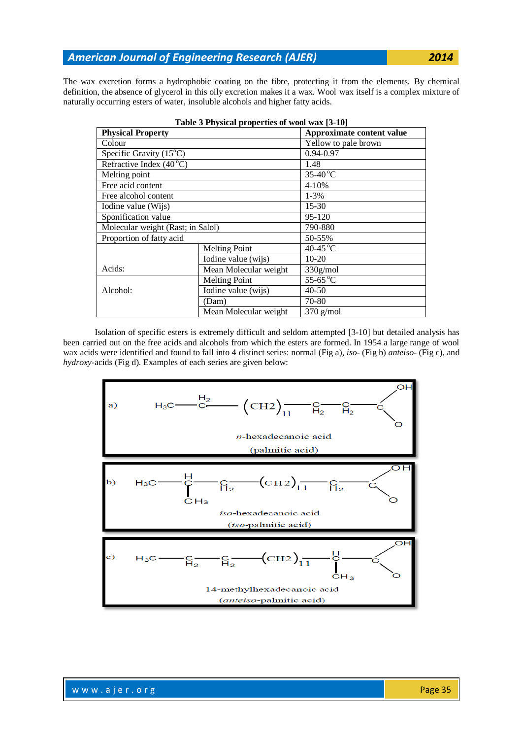The wax excretion forms a hydrophobic coating on the fibre, protecting it from the elements. By chemical definition, the absence of glycerol in this oily excretion makes it a wax. Wool wax itself is a complex mixture of naturally occurring esters of water, insoluble alcohols and higher fatty acids.

**Table 3 Physical properties of wool wax [3-10]**

| Physical Property | | Approximate content value |
|---|---|---|
| Colour | | Yellow to pale brown |
| Specific Gravity (15°C) | | 0.94-0.97 |
| Refractive Index (40°C) | | 1.48 |
| Melting point | | 35-40°C |
| Free acid content | | 4-10% |
| Free alcohol content | | 1-3% |
| Iodine value (Wijs) | | 15-30 |
| Sponification value | | 95-120 |
| Molecular weight (Rast; in Salol) | | 790-880 |
| Proportion of fatty acid | | 50-55% |
| Acids: | Melting Point | 40-45°C |
| | Iodine value (wijs) | 10-20 |
| | Mean Molecular weight | 330g/mol |
| Alcohol: | Melting Point | 55-65°C |
| | Iodine value (wijs) | 40-50 |
| | (Dam) | 70-80 |
| | Mean Molecular weight | 370 g/mol |

Isolation of specific esters is extremely difficult and seldom attempted [3-10] but detailed analysis has been carried out on the free acids and alcohols from which the esters are formed. In 1954 a large range of wool wax acids were identified and found to fall into 4 distinct series: normal (Fig a), *iso*- (Fig b) *anteiso*- (Fig c), and *hydroxy*-acids (Fig d). Examples of each series are given below:

a) $H_3C-CH_2-(CH_2)_{11}-CH_2-CH_2-COOH$

*n*-hexadecanoic acid
(palmitic acid)

b) $H_3C-CH(CH_3)-CH_2-(CH_2)_{11}-CH_2-COOH$

*iso*-hexadecanoic acid
(*iso*-palmitic acid)

c) $H_3C-CH_2-CH_2-(CH_2)_{11}-CH(CH_3)-COOH$

14-methylhexadecanoic acid
(*anteiso*-palmitic acid)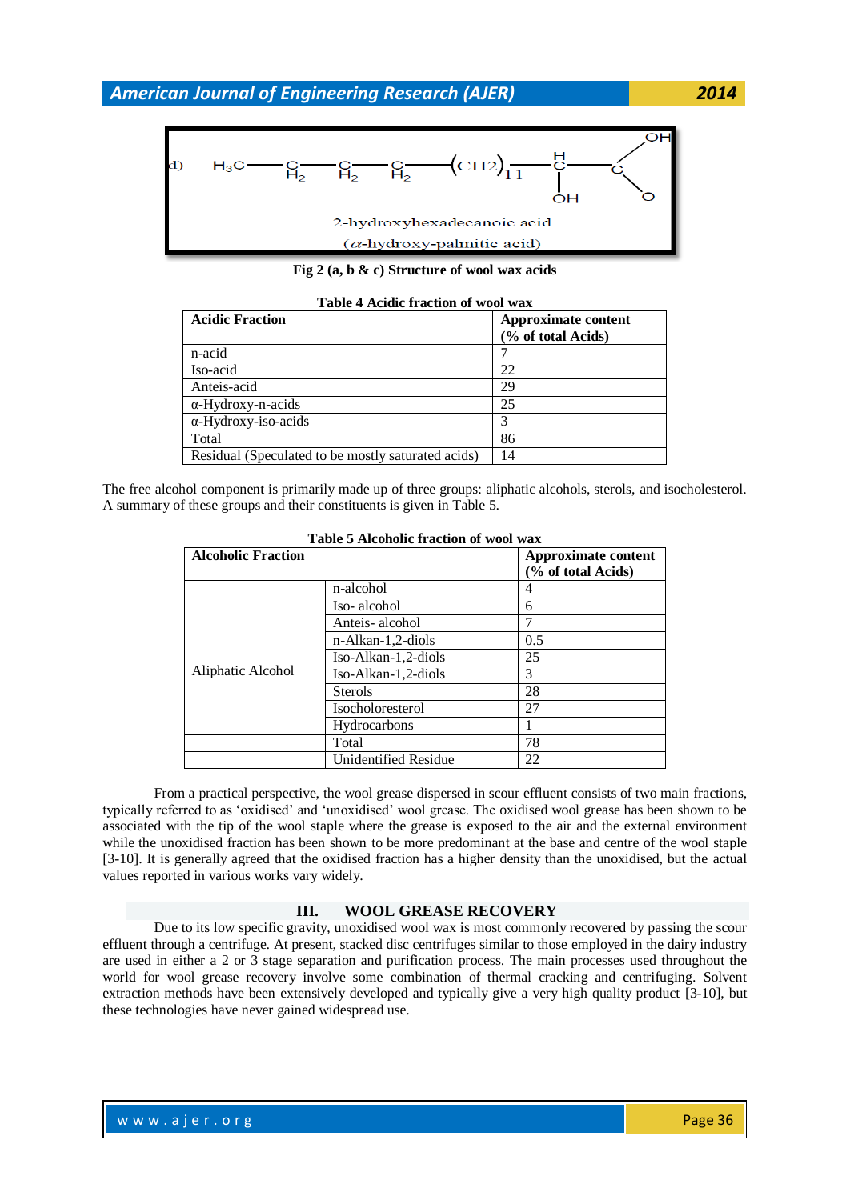d) $H_3C—C(H_2)—C(H_2)—C(H_2)—(CH2)_{11}—CH(OH)—C(=O)OH$

2-hydroxyhexadecanoic acid

($\alpha$-hydroxy-palmitic acid)

**Fig 2 (a, b & c) Structure of wool wax acids**

**Table 4 Acidic fraction of wool wax**

| **Acidic Fraction** | **Approximate content (% of total Acids)** |
|---|---|
| n-acid | 7 |
| Iso-acid | 22 |
| Anteis-acid | 29 |
| α-Hydroxy-n-acids | 25 |
| α-Hydroxy-iso-acids | 3 |
| Total | 86 |
| Residual (Speculated to be mostly saturated acids) | 14 |

The free alcohol component is primarily made up of three groups: aliphatic alcohols, sterols, and isocholesterol. A summary of these groups and their constituents is given in Table 5.

**Table 5 Alcoholic fraction of wool wax**

| **Alcoholic Fraction** | | **Approximate content (% of total Acids)** |
|---|---|---|
| Aliphatic Alcohol | n-alcohol | 4 |
| | Iso- alcohol | 6 |
| | Anteis- alcohol | 7 |
| | n-Alkan-1,2-diols | 0.5 |
| | Iso-Alkan-1,2-diols | 25 |
| | Iso-Alkan-1,2-diols | 3 |
| | Sterols | 28 |
| | Isocholoresterol | 27 |
| | Hydrocarbons | 1 |
| | Total | 78 |
| | Unidentified Residue | 22 |

From a practical perspective, the wool grease dispersed in scour effluent consists of two main fractions, typically referred to as 'oxidised' and 'unoxidised' wool grease. The oxidised wool grease has been shown to be associated with the tip of the wool staple where the grease is exposed to the air and the external environment while the unoxidised fraction has been shown to be more predominant at the base and centre of the wool staple [3-10]. It is generally agreed that the oxidised fraction has a higher density than the unoxidised, but the actual values reported in various works vary widely.

## III. WOOL GREASE RECOVERY

Due to its low specific gravity, unoxidised wool wax is most commonly recovered by passing the scour effluent through a centrifuge. At present, stacked disc centrifuges similar to those employed in the dairy industry are used in either a 2 or 3 stage separation and purification process. The main processes used throughout the world for wool grease recovery involve some combination of thermal cracking and centrifuging. Solvent extraction methods have been extensively developed and typically give a very high quality product [3-10], but these technologies have never gained widespread use.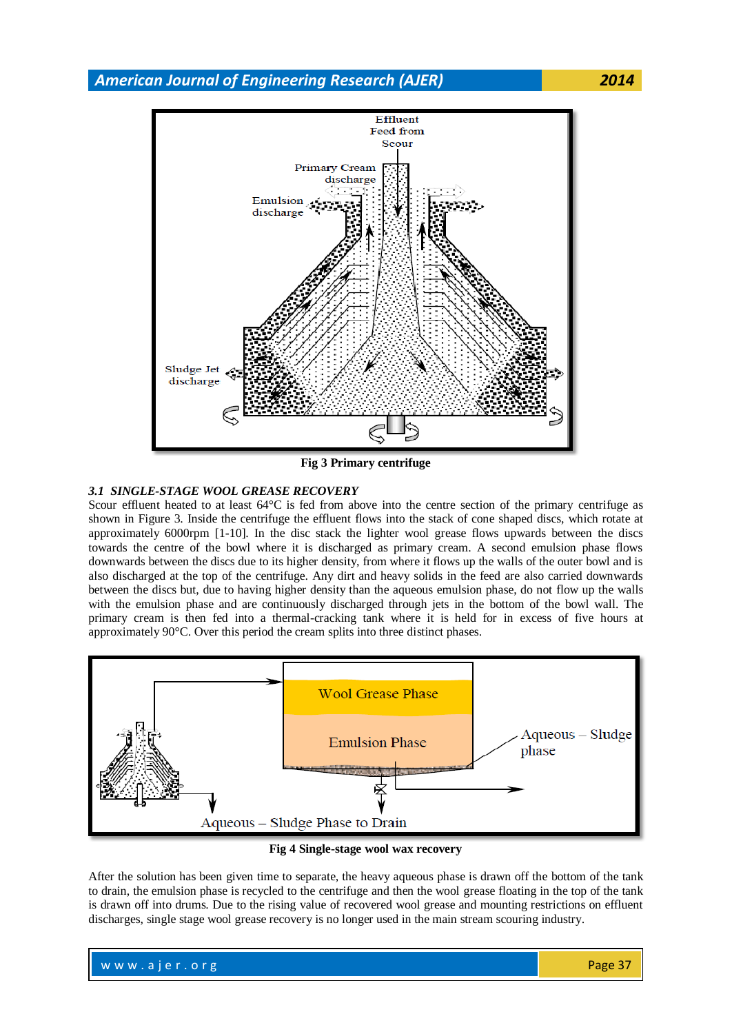Fig 3 Primary centrifuge

### *3.1 SINGLE-STAGE WOOL GREASE RECOVERY*

Scour effluent heated to at least 64°C is fed from above into the centre section of the primary centrifuge as shown in Figure 3. Inside the centrifuge the effluent flows into the stack of cone shaped discs, which rotate at approximately 6000rpm [1-10]. In the disc stack the lighter wool grease flows upwards between the discs towards the centre of the bowl where it is discharged as primary cream. A second emulsion phase flows downwards between the discs due to its higher density, from where it flows up the walls of the outer bowl and is also discharged at the top of the centrifuge. Any dirt and heavy solids in the feed are also carried downwards between the discs but, due to having higher density than the aqueous emulsion phase, do not flow up the walls with the emulsion phase and are continuously discharged through jets in the bottom of the bowl wall. The primary cream is then fed into a thermal-cracking tank where it is held for in excess of five hours at approximately 90°C. Over this period the cream splits into three distinct phases.

Fig 4 Single-stage wool wax recovery

After the solution has been given time to separate, the heavy aqueous phase is drawn off the bottom of the tank to drain, the emulsion phase is recycled to the centrifuge and then the wool grease floating in the top of the tank is drawn off into drums. Due to the rising value of recovered wool grease and mounting restrictions on effluent discharges, single stage wool grease recovery is no longer used in the main stream scouring industry.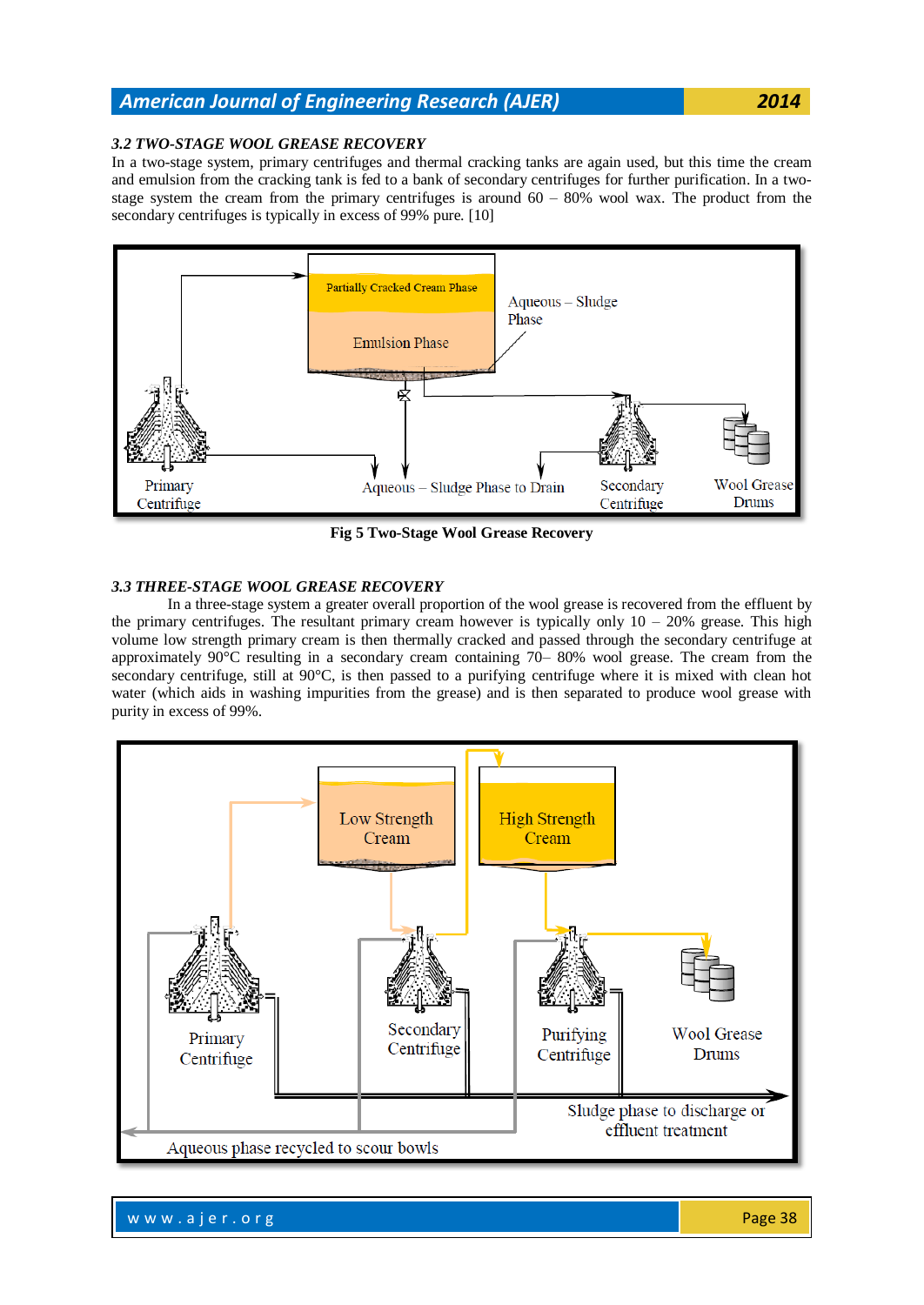### *3.2 TWO-STAGE WOOL GREASE RECOVERY*

In a two-stage system, primary centrifuges and thermal cracking tanks are again used, but this time the cream and emulsion from the cracking tank is fed to a bank of secondary centrifuges for further purification. In a two-stage system the cream from the primary centrifuges is around 60 – 80% wool wax. The product from the secondary centrifuges is typically in excess of 99% pure. [10]

**Fig 5 Two-Stage Wool Grease Recovery**

### *3.3 THREE-STAGE WOOL GREASE RECOVERY*

In a three-stage system a greater overall proportion of the wool grease is recovered from the effluent by the primary centrifuges. The resultant primary cream however is typically only 10 – 20% grease. This high volume low strength primary cream is then thermally cracked and passed through the secondary centrifuge at approximately 90°C resulting in a secondary cream containing 70– 80% wool grease. The cream from the secondary centrifuge, still at 90°C, is then passed to a purifying centrifuge where it is mixed with clean hot water (which aids in washing impurities from the grease) and is then separated to produce wool grease with purity in excess of 99%.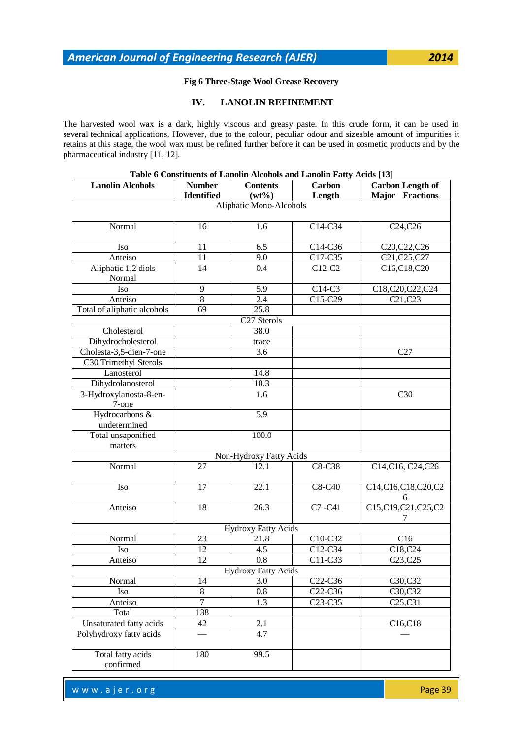**Fig 6 Three-Stage Wool Grease Recovery**

## IV. LANOLIN REFINEMENT

The harvested wool wax is a dark, highly viscous and greasy paste. In this crude form, it can be used in several technical applications. However, due to the colour, peculiar odour and sizeable amount of impurities it retains at this stage, the wool wax must be refined further before it can be used in cosmetic products and by the pharmaceutical industry [11, 12].

**Table 6 Constituents of Lanolin Alcohols and Lanolin Fatty Acids [13]**

| Lanolin Alcohols | Number Identified | Contents (wt%) | Carbon Length | Carbon Length of Major Fractions |
|---|---|---|---|---|
| | | Aliphatic Mono-Alcohols | | |
| Normal | 16 | 1.6 | C14-C34 | C24,C26 |
| Iso | 11 | 6.5 | C14-C36 | C20,C22,C26 |
| Anteiso | 11 | 9.0 | C17-C35 | C21,C25,C27 |
| Aliphatic 1,2 diols Normal | 14 | 0.4 | C12-C2 | C16,C18,C20 |
| Iso | 9 | 5.9 | C14-C3 | C18,C20,C22,C24 |
| Anteiso | 8 | 2.4 | C15-C29 | C21,C23 |
| Total of aliphatic alcohols | 69 | 25.8 | | |
| | | C27 Sterols | | |
| Cholesterol | | 38.0 | | |
| Dihydrocholesterol | | trace | | |
| Cholesta-3,5-dien-7-one | | 3.6 | | C27 |
| C30 Trimethyl Sterols | | | | |
| Lanosterol | | 14.8 | | |
| Dihydrolanosterol | | 10.3 | | |
| 3-Hydroxylanosta-8-en-7-one | | 1.6 | | C30 |
| Hydrocarbons & undetermined | | 5.9 | | |
| Total unsaponified matters | | 100.0 | | |
| | | Non-Hydroxy Fatty Acids | | |
| Normal | 27 | 12.1 | C8-C38 | C14,C16, C24,C26 |
| Iso | 17 | 22.1 | C8-C40 | C14,C16,C18,C20,C26 |
| Anteiso | 18 | 26.3 | C7 -C41 | C15,C19,C21,C25,C27 |
| | | Hydroxy Fatty Acids | | |
| Normal | 23 | 21.8 | C10-C32 | C16 |
| Iso | 12 | 4.5 | C12-C34 | C18,C24 |
| Anteiso | 12 | 0.8 | C11-C33 | C23,C25 |
| | | Hydroxy Fatty Acids | | |
| Normal | 14 | 3.0 | C22-C36 | C30,C32 |
| Iso | 8 | 0.8 | C22-C36 | C30,C32 |
| Anteiso | 7 | 1.3 | C23-C35 | C25,C31 |
| Total | 138 | | | |
| Unsaturated fatty acids | 42 | 2.1 | | C16,C18 |
| Polyhydroxy fatty acids | — | 4.7 | | — |
| Total fatty acids confirmed | 180 | 99.5 | | |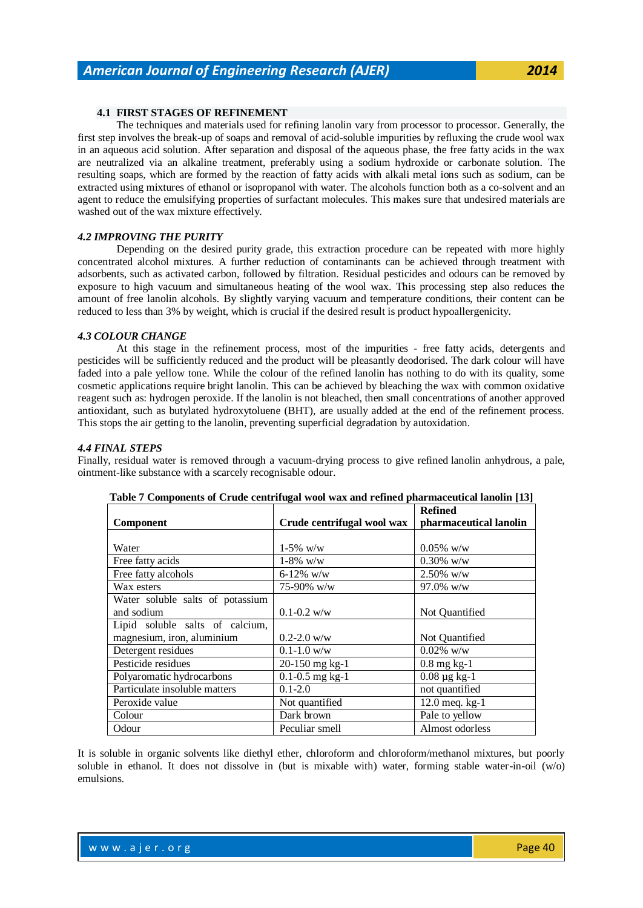### 4.1 FIRST STAGES OF REFINEMENT

The techniques and materials used for refining lanolin vary from processor to processor. Generally, the first step involves the break-up of soaps and removal of acid-soluble impurities by refluxing the crude wool wax in an aqueous acid solution. After separation and disposal of the aqueous phase, the free fatty acids in the wax are neutralized via an alkaline treatment, preferably using a sodium hydroxide or carbonate solution. The resulting soaps, which are formed by the reaction of fatty acids with alkali metal ions such as sodium, can be extracted using mixtures of ethanol or isopropanol with water. The alcohols function both as a co-solvent and an agent to reduce the emulsifying properties of surfactant molecules. This makes sure that undesired materials are washed out of the wax mixture effectively.

### *4.2 IMPROVING THE PURITY*

Depending on the desired purity grade, this extraction procedure can be repeated with more highly concentrated alcohol mixtures. A further reduction of contaminants can be achieved through treatment with adsorbents, such as activated carbon, followed by filtration. Residual pesticides and odours can be removed by exposure to high vacuum and simultaneous heating of the wool wax. This processing step also reduces the amount of free lanolin alcohols. By slightly varying vacuum and temperature conditions, their content can be reduced to less than 3% by weight, which is crucial if the desired result is product hypoallergenicity.

### *4.3 COLOUR CHANGE*

At this stage in the refinement process, most of the impurities - free fatty acids, detergents and pesticides will be sufficiently reduced and the product will be pleasantly deodorised. The dark colour will have faded into a pale yellow tone. While the colour of the refined lanolin has nothing to do with its quality, some cosmetic applications require bright lanolin. This can be achieved by bleaching the wax with common oxidative reagent such as: hydrogen peroxide. If the lanolin is not bleached, then small concentrations of another approved antioxidant, such as butylated hydroxytoluene (BHT), are usually added at the end of the refinement process. This stops the air getting to the lanolin, preventing superficial degradation by autoxidation.

### *4.4 FINAL STEPS*

Finally, residual water is removed through a vacuum-drying process to give refined lanolin anhydrous, a pale, ointment-like substance with a scarcely recognisable odour.

**Table 7 Components of Crude centrifugal wool wax and refined pharmaceutical lanolin [13]**

| Component | Crude centrifugal wool wax | Refined pharmaceutical lanolin |
|---|---|---|
| Water | 1-5% w/w | 0.05% w/w |
| Free fatty acids | 1-8% w/w | 0.30% w/w |
| Free fatty alcohols | 6-12% w/w | 2.50% w/w |
| Wax esters | 75-90% w/w | 97.0% w/w |
| Water soluble salts of potassium and sodium | 0.1-0.2 w/w | Not Quantified |
| Lipid soluble salts of calcium, magnesium, iron, aluminium | 0.2-2.0 w/w | Not Quantified |
| Detergent residues | 0.1-1.0 w/w | 0.02% w/w |
| Pesticide residues | 20-150 mg kg-1 | 0.8 mg kg-1 |
| Polyaromatic hydrocarbons | 0.1-0.5 mg kg-1 | 0.08 μg kg-1 |
| Particulate insoluble matters | 0.1-2.0 | not quantified |
| Peroxide value | Not quantified | 12.0 meq. kg-1 |
| Colour | Dark brown | Pale to yellow |
| Odour | Peculiar smell | Almost odorless |

It is soluble in organic solvents like diethyl ether, chloroform and chloroform/methanol mixtures, but poorly soluble in ethanol. It does not dissolve in (but is mixable with) water, forming stable water-in-oil (w/o) emulsions.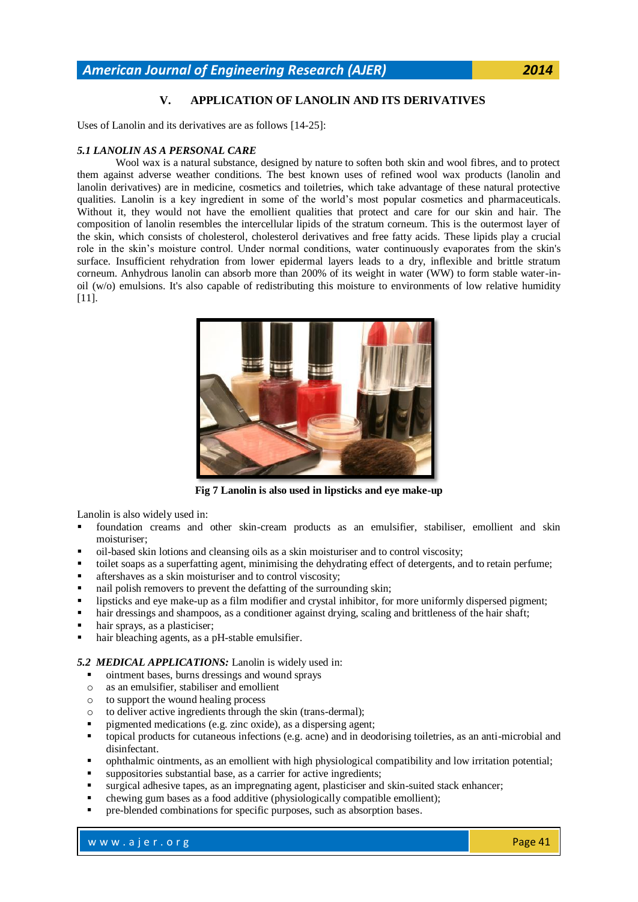## V. APPLICATION OF LANOLIN AND ITS DERIVATIVES

Uses of Lanolin and its derivatives are as follows [14-25]:

### *5.1 LANOLIN AS A PERSONAL CARE*

Wool wax is a natural substance, designed by nature to soften both skin and wool fibres, and to protect them against adverse weather conditions. The best known uses of refined wool wax products (lanolin and lanolin derivatives) are in medicine, cosmetics and toiletries, which take advantage of these natural protective qualities. Lanolin is a key ingredient in some of the world's most popular cosmetics and pharmaceuticals. Without it, they would not have the emollient qualities that protect and care for our skin and hair. The composition of lanolin resembles the intercellular lipids of the stratum corneum. This is the outermost layer of the skin, which consists of cholesterol, cholesterol derivatives and free fatty acids. These lipids play a crucial role in the skin's moisture control. Under normal conditions, water continuously evaporates from the skin's surface. Insufficient rehydration from lower epidermal layers leads to a dry, inflexible and brittle stratum corneum. Anhydrous lanolin can absorb more than 200% of its weight in water (WW) to form stable water-in-oil (w/o) emulsions. It's also capable of redistributing this moisture to environments of low relative humidity [11].

**Fig 7 Lanolin is also used in lipsticks and eye make-up**

Lanolin is also widely used in:

- foundation creams and other skin-cream products as an emulsifier, stabiliser, emollient and skin moisturiser;
- oil-based skin lotions and cleansing oils as a skin moisturiser and to control viscosity;
- toilet soaps as a superfatting agent, minimising the dehydrating effect of detergents, and to retain perfume;
- aftershaves as a skin moisturiser and to control viscosity;
- nail polish removers to prevent the defatting of the surrounding skin;
- lipsticks and eye make-up as a film modifier and crystal inhibitor, for more uniformly dispersed pigment;
- hair dressings and shampoos, as a conditioner against drying, scaling and brittleness of the hair shaft;
- hair sprays, as a plasticiser;
- hair bleaching agents, as a pH-stable emulsifier.

***5.2 MEDICAL APPLICATIONS:*** Lanolin is widely used in:

- ointment bases, burns dressings and wound sprays
  - as an emulsifier, stabiliser and emollient
  - to support the wound healing process
  - to deliver active ingredients through the skin (trans-dermal);
- pigmented medications (e.g. zinc oxide), as a dispersing agent;
- topical products for cutaneous infections (e.g. acne) and in deodorising toiletries, as an anti-microbial and disinfectant.
- ophthalmic ointments, as an emollient with high physiological compatibility and low irritation potential;
- suppositories substantial base, as a carrier for active ingredients;
- surgical adhesive tapes, as an impregnating agent, plasticiser and skin-suited stack enhancer;
- chewing gum bases as a food additive (physiologically compatible emollient);
- pre-blended combinations for specific purposes, such as absorption bases.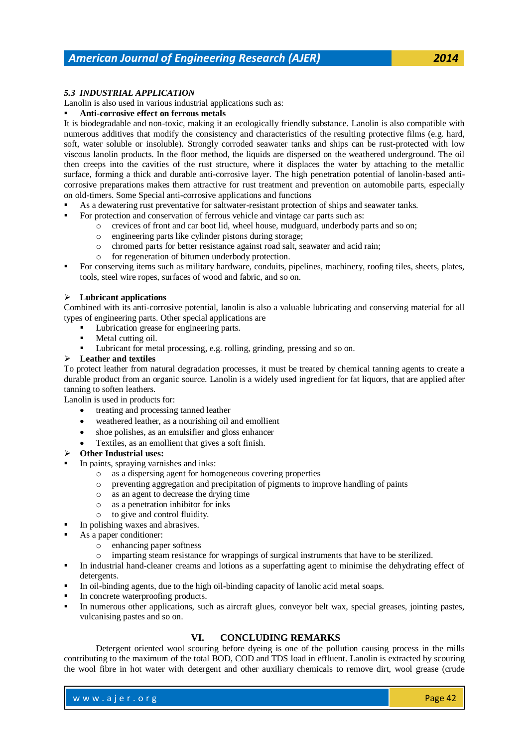### *5.3 INDUSTRIAL APPLICATION*

Lanolin is also used in various industrial applications such as:

- **Anti-corrosive effect on ferrous metals**

It is biodegradable and non-toxic, making it an ecologically friendly substance. Lanolin is also compatible with numerous additives that modify the consistency and characteristics of the resulting protective films (e.g. hard, soft, water soluble or insoluble). Strongly corroded seawater tanks and ships can be rust-protected with low viscous lanolin products. In the floor method, the liquids are dispersed on the weathered underground. The oil then creeps into the cavities of the rust structure, where it displaces the water by attaching to the metallic surface, forming a thick and durable anti-corrosive layer. The high penetration potential of lanolin-based anti-corrosive preparations makes them attractive for rust treatment and prevention on automobile parts, especially on old-timers. Some Special anti-corrosive applications and functions

- As a dewatering rust preventative for saltwater-resistant protection of ships and seawater tanks.
- For protection and conservation of ferrous vehicle and vintage car parts such as:
  - crevices of front and car boot lid, wheel house, mudguard, underbody parts and so on;
  - engineering parts like cylinder pistons during storage;
  - chromed parts for better resistance against road salt, seawater and acid rain;
  - for regeneration of bitumen underbody protection.
- For conserving items such as military hardware, conduits, pipelines, machinery, roofing tiles, sheets, plates, tools, steel wire ropes, surfaces of wood and fabric, and so on.

- **Lubricant applications**

Combined with its anti-corrosive potential, lanolin is also a valuable lubricating and conserving material for all types of engineering parts. Other special applications are

- Lubrication grease for engineering parts.
- Metal cutting oil.
- Lubricant for metal processing, e.g. rolling, grinding, pressing and so on.

- **Leather and textiles**

To protect leather from natural degradation processes, it must be treated by chemical tanning agents to create a durable product from an organic source. Lanolin is a widely used ingredient for fat liquors, that are applied after tanning to soften leathers.

Lanolin is used in products for:

- treating and processing tanned leather
- weathered leather, as a nourishing oil and emollient
- shoe polishes, as an emulsifier and gloss enhancer
- Textiles, as an emollient that gives a soft finish.

- **Other Industrial uses:**

- In paints, spraying varnishes and inks:
  - as a dispersing agent for homogeneous covering properties
  - preventing aggregation and precipitation of pigments to improve handling of paints
  - as an agent to decrease the drying time
  - as a penetration inhibitor for inks
  - to give and control fluidity.
- In polishing waxes and abrasives.
- As a paper conditioner:
  - enhancing paper softness
  - imparting steam resistance for wrappings of surgical instruments that have to be sterilized.
- In industrial hand-cleaner creams and lotions as a superfatting agent to minimise the dehydrating effect of detergents.
- In oil-binding agents, due to the high oil-binding capacity of lanolic acid metal soaps.
- In concrete waterproofing products.
- In numerous other applications, such as aircraft glues, conveyor belt wax, special greases, jointing pastes, vulcanising pastes and so on.

## VI. CONCLUDING REMARKS

Detergent oriented wool scouring before dyeing is one of the pollution causing process in the mills contributing to the maximum of the total BOD, COD and TDS load in effluent. Lanolin is extracted by scouring the wool fibre in hot water with detergent and other auxiliary chemicals to remove dirt, wool grease (crude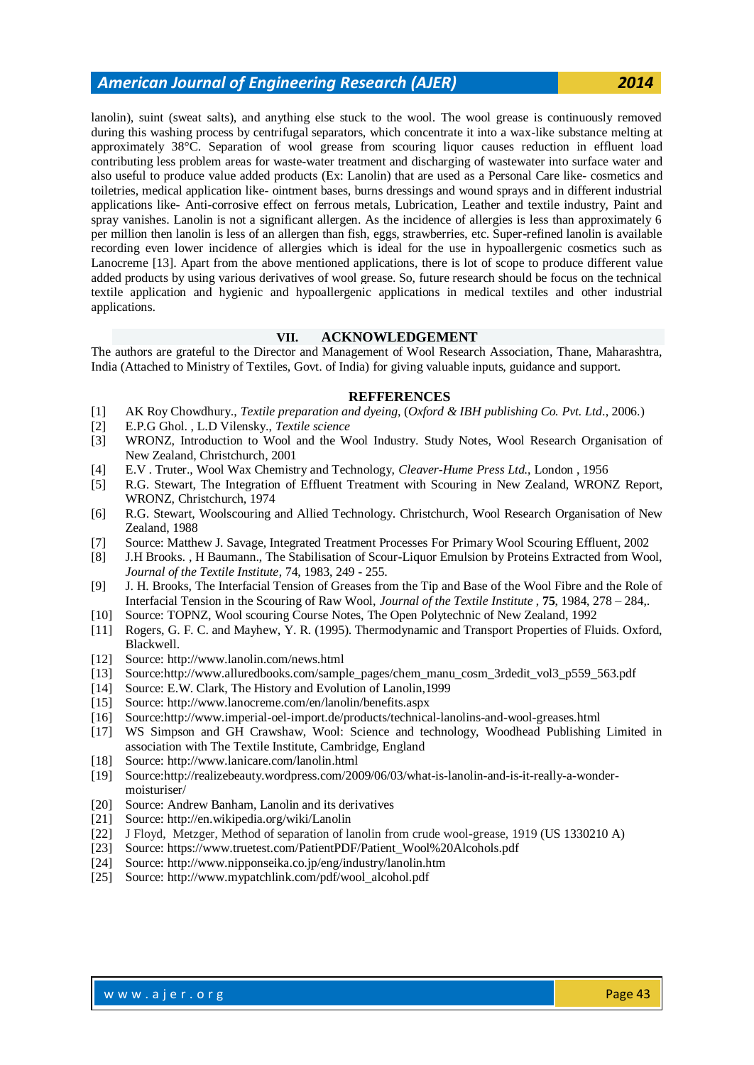lanolin), suint (sweat salts), and anything else stuck to the wool. The wool grease is continuously removed during this washing process by centrifugal separators, which concentrate it into a wax-like substance melting at approximately 38°C. Separation of wool grease from scouring liquor causes reduction in effluent load contributing less problem areas for waste-water treatment and discharging of wastewater into surface water and also useful to produce value added products (Ex: Lanolin) that are used as a Personal Care like- cosmetics and toiletries, medical application like- ointment bases, burns dressings and wound sprays and in different industrial applications like- Anti-corrosive effect on ferrous metals, Lubrication, Leather and textile industry, Paint and spray vanishes. Lanolin is not a significant allergen. As the incidence of allergies is less than approximately 6 per million then lanolin is less of an allergen than fish, eggs, strawberries, etc. Super-refined lanolin is available recording even lower incidence of allergies which is ideal for the use in hypoallergenic cosmetics such as Lanocreme [13]. Apart from the above mentioned applications, there is lot of scope to produce different value added products by using various derivatives of wool grease. So, future research should be focus on the technical textile application and hygienic and hypoallergenic applications in medical textiles and other industrial applications.

## VII. ACKNOWLEDGEMENT

The authors are grateful to the Director and Management of Wool Research Association, Thane, Maharashtra, India (Attached to Ministry of Textiles, Govt. of India) for giving valuable inputs, guidance and support.

## REFFERENCES

[1] AK Roy Chowdhury., *Textile preparation and dyeing*, (*Oxford & IBH publishing Co. Pvt. Ltd*., 2006.)

[2] E.P.G Ghol. , L.D Vilensky., *Textile science*

[3] WRONZ, Introduction to Wool and the Wool Industry. Study Notes, Wool Research Organisation of New Zealand, Christchurch, 2001

[4] E.V . Truter., Wool Wax Chemistry and Technology, *Cleaver-Hume Press Ltd.*, London , 1956

[5] R.G. Stewart, The Integration of Effluent Treatment with Scouring in New Zealand, WRONZ Report, WRONZ, Christchurch, 1974

[6] R.G. Stewart, Woolscouring and Allied Technology. Christchurch, Wool Research Organisation of New Zealand, 1988

[7] Source: Matthew J. Savage, Integrated Treatment Processes For Primary Wool Scouring Effluent, 2002

[8] J.H Brooks. , H Baumann., The Stabilisation of Scour-Liquor Emulsion by Proteins Extracted from Wool, *Journal of the Textile Institute*, 74, 1983, 249 - 255.

[9] J. H. Brooks, The Interfacial Tension of Greases from the Tip and Base of the Wool Fibre and the Role of Interfacial Tension in the Scouring of Raw Wool, *Journal of the Textile Institute* , **75**, 1984, 278 – 284,.

[10] Source: TOPNZ, Wool scouring Course Notes, The Open Polytechnic of New Zealand, 1992

[11] Rogers, G. F. C. and Mayhew, Y. R. (1995). Thermodynamic and Transport Properties of Fluids. Oxford, Blackwell.

[12] Source: http://www.lanolin.com/news.html

[13] Source:http://www.alluredbooks.com/sample_pages/chem_manu_cosm_3rdedit_vol3_p559_563.pdf

[14] Source: E.W. Clark, The History and Evolution of Lanolin,1999

[15] Source: http://www.lanocreme.com/en/lanolin/benefits.aspx

[16] Source:http://www.imperial-oel-import.de/products/technical-lanolins-and-wool-greases.html

[17] WS Simpson and GH Crawshaw, Wool: Science and technology, Woodhead Publishing Limited in association with The Textile Institute, Cambridge, England

[18] Source: http://www.lanicare.com/lanolin.html

[19] Source:http://realizebeauty.wordpress.com/2009/06/03/what-is-lanolin-and-is-it-really-a-wonder-moisturiser/

[20] Source: Andrew Banham, Lanolin and its derivatives

[21] Source: http://en.wikipedia.org/wiki/Lanolin

[22] J Floyd, Metzger, Method of separation of lanolin from crude wool-grease, 1919 (US 1330210 A)

[23] Source: https://www.truetest.com/PatientPDF/Patient_Wool%20Alcohols.pdf

[24] Source: http://www.nipponseika.co.jp/eng/industry/lanolin.htm

[25] Source: http://www.mypatchlink.com/pdf/wool_alcohol.pdf